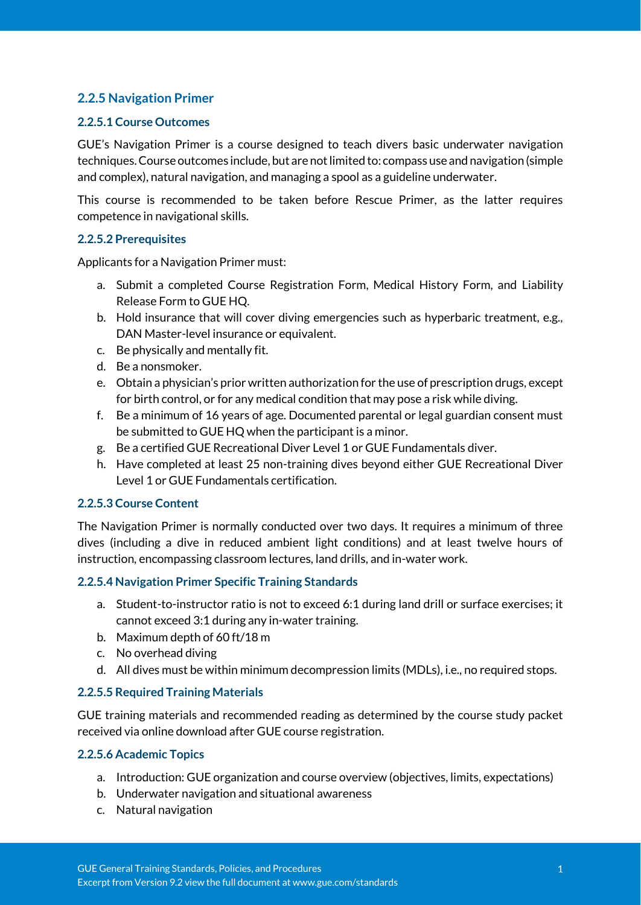## 2.2.5 Navigation Primer

### 2.2.5.1 Course Outcomes

GUE's Navigation Primer is a course designed to teach divers basic underwater navigation techniques. Course outcomes include, but are not limited to: compass use and navigation (simple and complex), natural navigation, and managing a spool as a guideline underwater.

This course is recommended to be taken before Rescue Primer, as the latter requires competence in navigational skills.

### 2.2.5.2 Prerequisites

Applicants for a Navigation Primer must:

a. Submit a completed Course Registration Form, Medical History Form, and Liability Release Form to GUE HQ.
b. Hold insurance that will cover diving emergencies such as hyperbaric treatment, e.g., DAN Master-level insurance or equivalent.
c. Be physically and mentally fit.
d. Be a nonsmoker.
e. Obtain a physician's prior written authorization for the use of prescription drugs, except for birth control, or for any medical condition that may pose a risk while diving.
f. Be a minimum of 16 years of age. Documented parental or legal guardian consent must be submitted to GUE HQ when the participant is a minor.
g. Be a certified GUE Recreational Diver Level 1 or GUE Fundamentals diver.
h. Have completed at least 25 non-training dives beyond either GUE Recreational Diver Level 1 or GUE Fundamentals certification.

### 2.2.5.3 Course Content

The Navigation Primer is normally conducted over two days. It requires a minimum of three dives (including a dive in reduced ambient light conditions) and at least twelve hours of instruction, encompassing classroom lectures, land drills, and in-water work.

### 2.2.5.4 Navigation Primer Specific Training Standards

a. Student-to-instructor ratio is not to exceed 6:1 during land drill or surface exercises; it cannot exceed 3:1 during any in-water training.
b. Maximum depth of 60 ft/18 m
c. No overhead diving
d. All dives must be within minimum decompression limits (MDLs), i.e., no required stops.

### 2.2.5.5 Required Training Materials

GUE training materials and recommended reading as determined by the course study packet received via online download after GUE course registration.

### 2.2.5.6 Academic Topics

a. Introduction: GUE organization and course overview (objectives, limits, expectations)
b. Underwater navigation and situational awareness
c. Natural navigation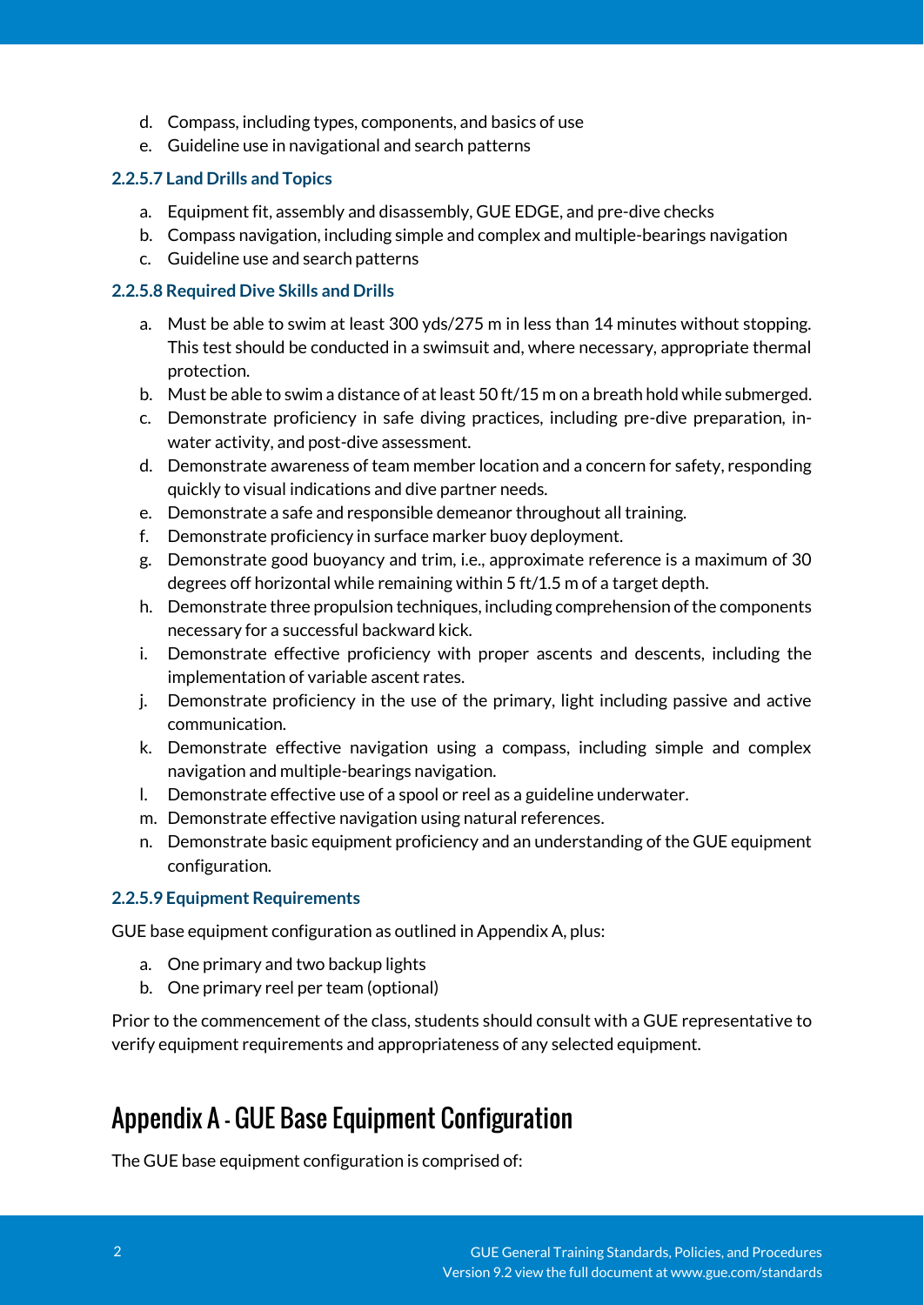d. Compass, including types, components, and basics of use
e. Guideline use in navigational and search patterns

#### 2.2.5.7 Land Drills and Topics

a. Equipment fit, assembly and disassembly, GUE EDGE, and pre-dive checks
b. Compass navigation, including simple and complex and multiple-bearings navigation
c. Guideline use and search patterns

#### 2.2.5.8 Required Dive Skills and Drills

a. Must be able to swim at least 300 yds/275 m in less than 14 minutes without stopping. This test should be conducted in a swimsuit and, where necessary, appropriate thermal protection.
b. Must be able to swim a distance of at least 50 ft/15 m on a breath hold while submerged.
c. Demonstrate proficiency in safe diving practices, including pre-dive preparation, in-water activity, and post-dive assessment.
d. Demonstrate awareness of team member location and a concern for safety, responding quickly to visual indications and dive partner needs.
e. Demonstrate a safe and responsible demeanor throughout all training.
f. Demonstrate proficiency in surface marker buoy deployment.
g. Demonstrate good buoyancy and trim, i.e., approximate reference is a maximum of 30 degrees off horizontal while remaining within 5 ft/1.5 m of a target depth.
h. Demonstrate three propulsion techniques, including comprehension of the components necessary for a successful backward kick.
i. Demonstrate effective proficiency with proper ascents and descents, including the implementation of variable ascent rates.
j. Demonstrate proficiency in the use of the primary, light including passive and active communication.
k. Demonstrate effective navigation using a compass, including simple and complex navigation and multiple-bearings navigation.
l. Demonstrate effective use of a spool or reel as a guideline underwater.
m. Demonstrate effective navigation using natural references.
n. Demonstrate basic equipment proficiency and an understanding of the GUE equipment configuration.

#### 2.2.5.9 Equipment Requirements

GUE base equipment configuration as outlined in Appendix A, plus:

a. One primary and two backup lights
b. One primary reel per team (optional)

Prior to the commencement of the class, students should consult with a GUE representative to verify equipment requirements and appropriateness of any selected equipment.

# Appendix A - GUE Base Equipment Configuration

The GUE base equipment configuration is comprised of: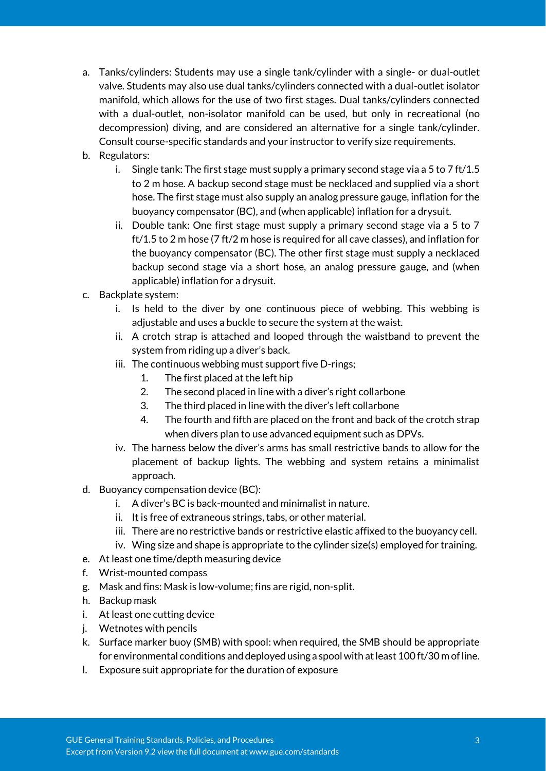a. Tanks/cylinders: Students may use a single tank/cylinder with a single- or dual-outlet valve. Students may also use dual tanks/cylinders connected with a dual-outlet isolator manifold, which allows for the use of two first stages. Dual tanks/cylinders connected with a dual-outlet, non-isolator manifold can be used, but only in recreational (no decompression) diving, and are considered an alternative for a single tank/cylinder. Consult course-specific standards and your instructor to verify size requirements.
b. Regulators:
    i. Single tank: The first stage must supply a primary second stage via a 5 to 7 ft/1.5 to 2 m hose. A backup second stage must be necklaced and supplied via a short hose. The first stage must also supply an analog pressure gauge, inflation for the buoyancy compensator (BC), and (when applicable) inflation for a drysuit.
    ii. Double tank: One first stage must supply a primary second stage via a 5 to 7 ft/1.5 to 2 m hose (7 ft/2 m hose is required for all cave classes), and inflation for the buoyancy compensator (BC). The other first stage must supply a necklaced backup second stage via a short hose, an analog pressure gauge, and (when applicable) inflation for a drysuit.
c. Backplate system:
    i. Is held to the diver by one continuous piece of webbing. This webbing is adjustable and uses a buckle to secure the system at the waist.
    ii. A crotch strap is attached and looped through the waistband to prevent the system from riding up a diver's back.
    iii. The continuous webbing must support five D-rings;
        1. The first placed at the left hip
        2. The second placed in line with a diver's right collarbone
        3. The third placed in line with the diver's left collarbone
        4. The fourth and fifth are placed on the front and back of the crotch strap when divers plan to use advanced equipment such as DPVs.
    iv. The harness below the diver's arms has small restrictive bands to allow for the placement of backup lights. The webbing and system retains a minimalist approach.
d. Buoyancy compensation device (BC):
    i. A diver's BC is back-mounted and minimalist in nature.
    ii. It is free of extraneous strings, tabs, or other material.
    iii. There are no restrictive bands or restrictive elastic affixed to the buoyancy cell.
    iv. Wing size and shape is appropriate to the cylinder size(s) employed for training.
e. At least one time/depth measuring device
f. Wrist-mounted compass
g. Mask and fins: Mask is low-volume; fins are rigid, non-split.
h. Backup mask
i. At least one cutting device
j. Wetnotes with pencils
k. Surface marker buoy (SMB) with spool: when required, the SMB should be appropriate for environmental conditions and deployed using a spool with at least 100 ft/30 m of line.
l. Exposure suit appropriate for the duration of exposure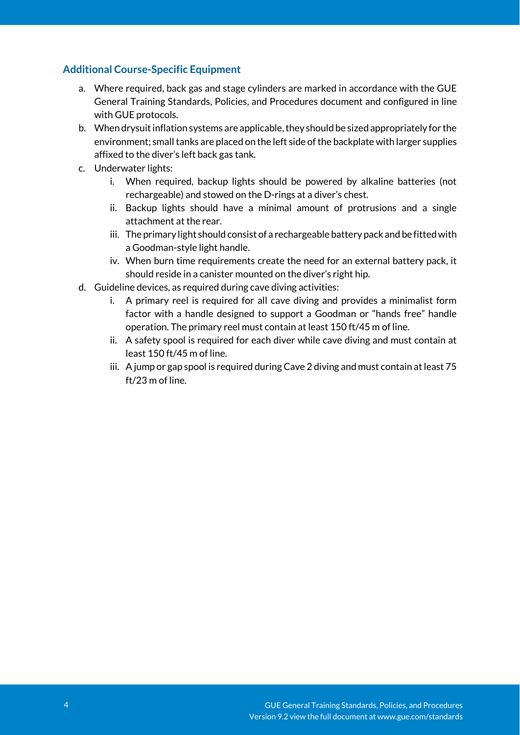### Additional Course-Specific Equipment

a. Where required, back gas and stage cylinders are marked in accordance with the GUE General Training Standards, Policies, and Procedures document and configured in line with GUE protocols.

b. When drysuit inflation systems are applicable, they should be sized appropriately for the environment; small tanks are placed on the left side of the backplate with larger supplies affixed to the diver's left back gas tank.

c. Underwater lights:

   i. When required, backup lights should be powered by alkaline batteries (not rechargeable) and stowed on the D-rings at a diver's chest.

   ii. Backup lights should have a minimal amount of protrusions and a single attachment at the rear.

   iii. The primary light should consist of a rechargeable battery pack and be fitted with a Goodman-style light handle.

   iv. When burn time requirements create the need for an external battery pack, it should reside in a canister mounted on the diver's right hip.

d. Guideline devices, as required during cave diving activities:

   i. A primary reel is required for all cave diving and provides a minimalist form factor with a handle designed to support a Goodman or "hands free" handle operation. The primary reel must contain at least 150 ft/45 m of line.

   ii. A safety spool is required for each diver while cave diving and must contain at least 150 ft/45 m of line.

   iii. A jump or gap spool is required during Cave 2 diving and must contain at least 75 ft/23 m of line.